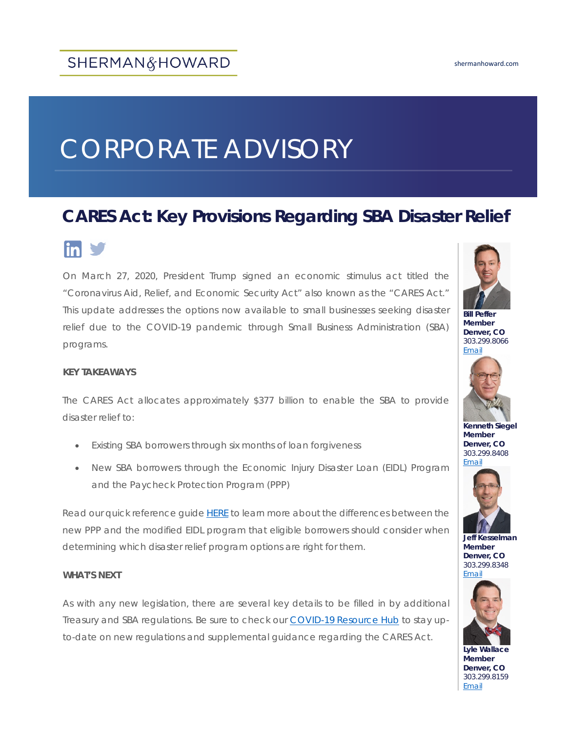SHERMAN & HOWARD

shermanhoward.com

# CORPORATE ADVISORY

## CARES Act: Key Provisions Regarding SBA Disaster Relief

On March 27, 2020, President Trump signed an economic stimulus act titled the "Coronavirus Aid, Relief, and Economic Security Act" also known as the "CARES Act." This update addresses the options now available to small businesses seeking disaster relief due to the COVID-19 pandemic through Small Business Administration (SBA) programs.

**KEY TAKEAWAYS**

The CARES Act allocates approximately $377 billion to enable the SBA to provide disaster relief to:

- Existing SBA borrowers through six months of loan forgiveness
- New SBA borrowers through the Economic Injury Disaster Loan (EIDL) Program and the Paycheck Protection Program (PPP)

Read our quick reference guide HERE to learn more about the differences between the new PPP and the modified EIDL program that eligible borrowers should consider when determining which disaster relief program options are right for them.

**WHAT'S NEXT**

As with any new legislation, there are several key details to be filled in by additional Treasury and SBA regulations. Be sure to check our COVID-19 Resource Hub to stay up-to-date on new regulations and supplemental guidance regarding the CARES Act.

**Bill Peffer**
**Member**
**Denver, CO**
303.299.8066
Email

**Kenneth Siegel**
**Member**
**Denver, CO**
303.299.8408
Email

**Jeff Kesselman**
**Member**
**Denver, CO**
303.299.8348
Email

**Lyle Wallace**
**Member**
**Denver, CO**
303.299.8159
Email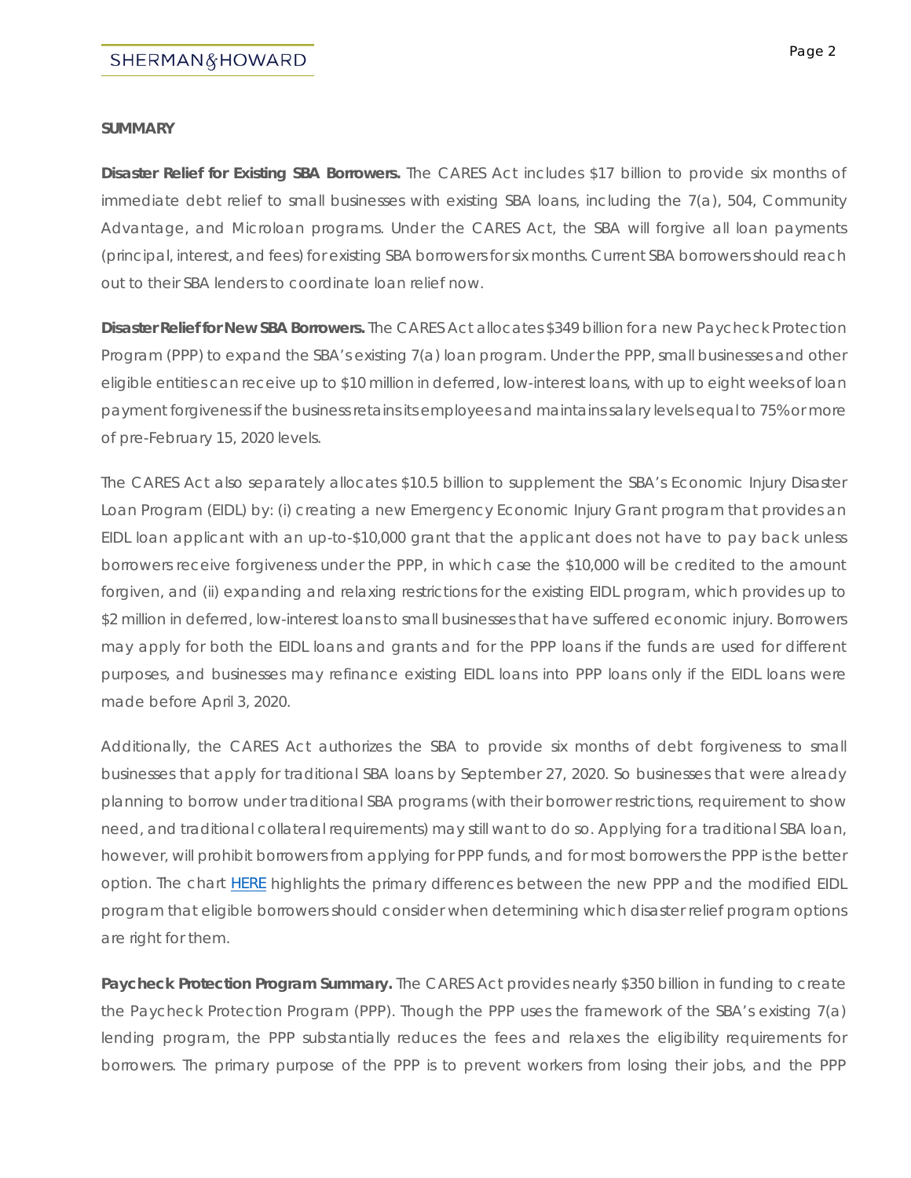**SUMMARY**

**Disaster Relief for Existing SBA Borrowers.** The CARES Act includes $17 billion to provide six months of immediate debt relief to small businesses with existing SBA loans, including the 7(a), 504, Community Advantage, and Microloan programs. Under the CARES Act, the SBA will forgive all loan payments (principal, interest, and fees) for existing SBA borrowers for six months. Current SBA borrowers should reach out to their SBA lenders to coordinate loan relief now.

**Disaster Relief for New SBA Borrowers.** The CARES Act allocates $349 billion for a new Paycheck Protection Program (PPP) to expand the SBA's existing 7(a) loan program. Under the PPP, small businesses and other eligible entities can receive up to $10 million in deferred, low-interest loans, with up to eight weeks of loan payment forgiveness if the business retains its employees and maintains salary levels equal to 75% or more of pre-February 15, 2020 levels.

The CARES Act also separately allocates $10.5 billion to supplement the SBA's Economic Injury Disaster Loan Program (EIDL) by: (i) creating a new Emergency Economic Injury Grant program that provides an EIDL loan applicant with an up-to-$10,000 grant that the applicant does not have to pay back unless borrowers receive forgiveness under the PPP, in which case the $10,000 will be credited to the amount forgiven, and (ii) expanding and relaxing restrictions for the existing EIDL program, which provides up to $2 million in deferred, low-interest loans to small businesses that have suffered economic injury. Borrowers may apply for both the EIDL loans and grants and for the PPP loans if the funds are used for different purposes, and businesses may refinance existing EIDL loans into PPP loans only if the EIDL loans were made before April 3, 2020.

Additionally, the CARES Act authorizes the SBA to provide six months of debt forgiveness to small businesses that apply for traditional SBA loans by September 27, 2020. So businesses that were already planning to borrow under traditional SBA programs (with their borrower restrictions, requirement to show need, and traditional collateral requirements) may still want to do so. Applying for a traditional SBA loan, however, will prohibit borrowers from applying for PPP funds, and for most borrowers the PPP is the better option. The chart HERE highlights the primary differences between the new PPP and the modified EIDL program that eligible borrowers should consider when determining which disaster relief program options are right for them.

**Paycheck Protection Program Summary.** The CARES Act provides nearly $350 billion in funding to create the Paycheck Protection Program (PPP). Though the PPP uses the framework of the SBA's existing 7(a) lending program, the PPP substantially reduces the fees and relaxes the eligibility requirements for borrowers. The primary purpose of the PPP is to prevent workers from losing their jobs, and the PPP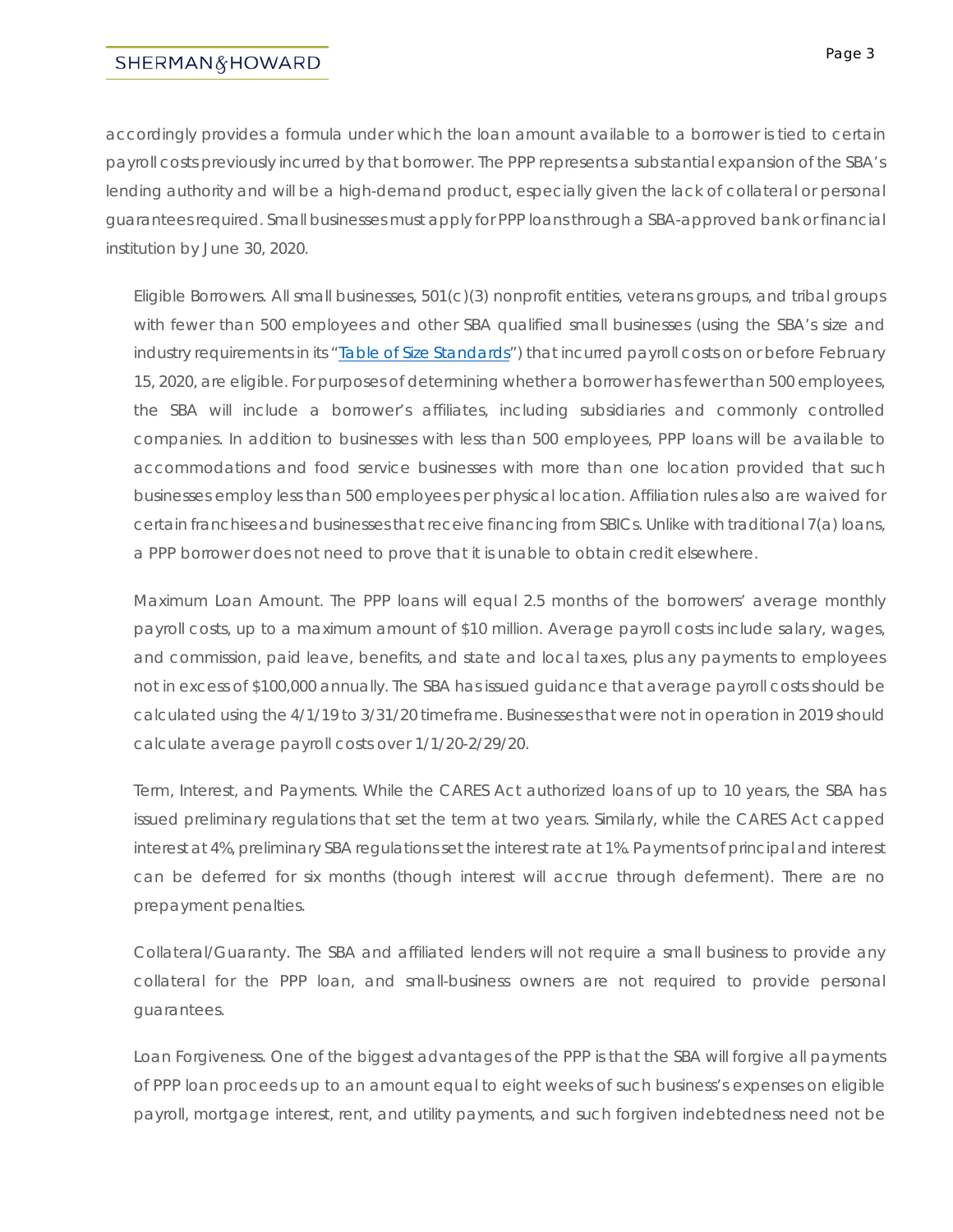accordingly provides a formula under which the loan amount available to a borrower is tied to certain payroll costs previously incurred by that borrower. The PPP represents a substantial expansion of the SBA's lending authority and will be a high-demand product, especially given the lack of collateral or personal guarantees required. Small businesses must apply for PPP loans through a SBA-approved bank or financial institution by June 30, 2020.

Eligible Borrowers. All small businesses, 501(c)(3) nonprofit entities, veterans groups, and tribal groups with fewer than 500 employees and other SBA qualified small businesses (using the SBA's size and industry requirements in its "Table of Size Standards") that incurred payroll costs on or before February 15, 2020, are eligible. For purposes of determining whether a borrower has fewer than 500 employees, the SBA will include a borrower's affiliates, including subsidiaries and commonly controlled companies. In addition to businesses with less than 500 employees, PPP loans will be available to accommodations and food service businesses with more than one location provided that such businesses employ less than 500 employees per physical location. Affiliation rules also are waived for certain franchisees and businesses that receive financing from SBICs. Unlike with traditional 7(a) loans, a PPP borrower does not need to prove that it is unable to obtain credit elsewhere.

Maximum Loan Amount. The PPP loans will equal 2.5 months of the borrowers' average monthly payroll costs, up to a maximum amount of $10 million. Average payroll costs include salary, wages, and commission, paid leave, benefits, and state and local taxes, plus any payments to employees not in excess of $100,000 annually. The SBA has issued guidance that average payroll costs should be calculated using the 4/1/19 to 3/31/20 timeframe. Businesses that were not in operation in 2019 should calculate average payroll costs over 1/1/20-2/29/20.

Term, Interest, and Payments. While the CARES Act authorized loans of up to 10 years, the SBA has issued preliminary regulations that set the term at two years. Similarly, while the CARES Act capped interest at 4%, preliminary SBA regulations set the interest rate at 1%. Payments of principal and interest can be deferred for six months (though interest will accrue through deferment). There are no prepayment penalties.

Collateral/Guaranty. The SBA and affiliated lenders will not require a small business to provide any collateral for the PPP loan, and small-business owners are not required to provide personal guarantees.

Loan Forgiveness. One of the biggest advantages of the PPP is that the SBA will forgive all payments of PPP loan proceeds up to an amount equal to eight weeks of such business's expenses on eligible payroll, mortgage interest, rent, and utility payments, and such forgiven indebtedness need not be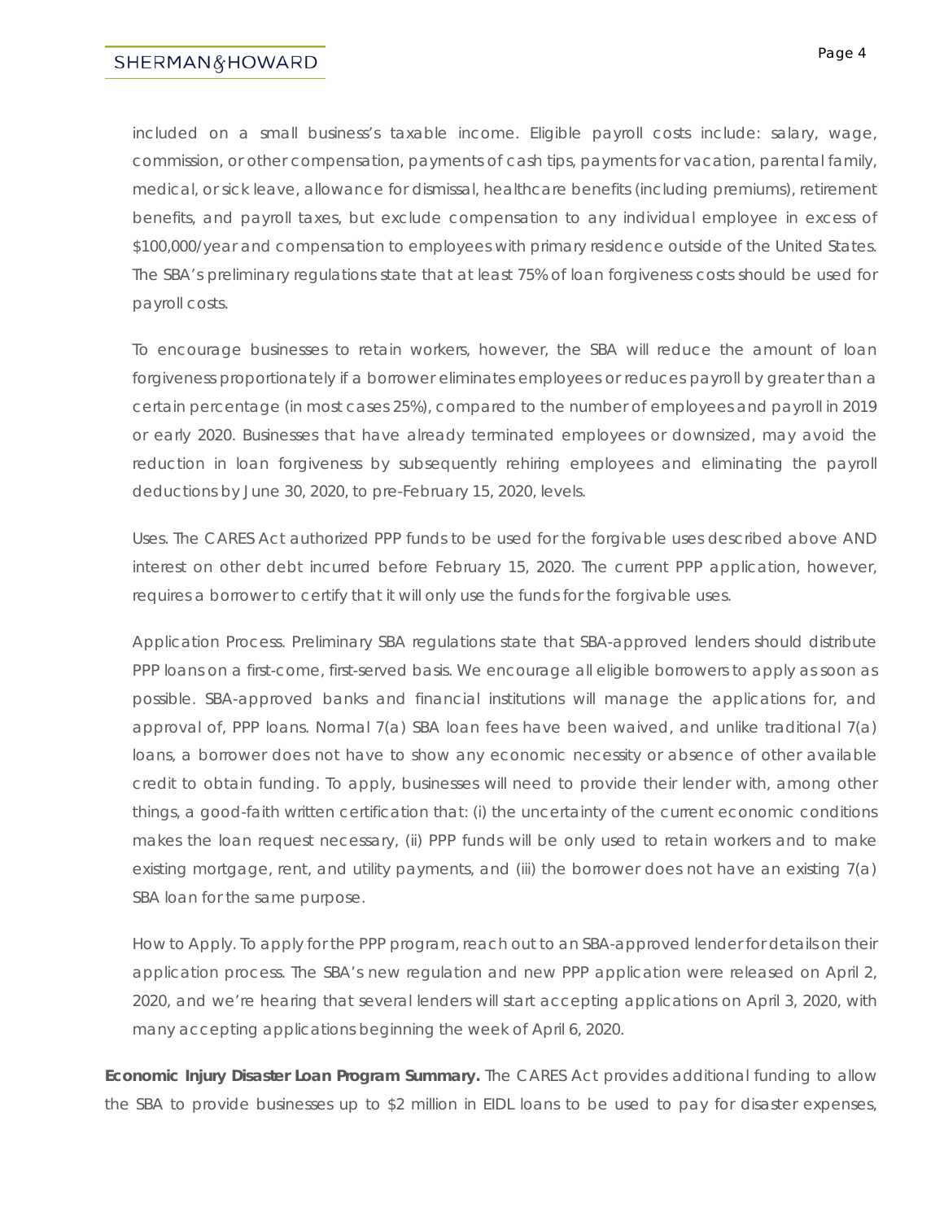included on a small business's taxable income. Eligible payroll costs include: salary, wage, commission, or other compensation, payments of cash tips, payments for vacation, parental family, medical, or sick leave, allowance for dismissal, healthcare benefits (including premiums), retirement benefits, and payroll taxes, but exclude compensation to any individual employee in excess of $100,000/year and compensation to employees with primary residence outside of the United States. The SBA's preliminary regulations state that at least 75% of loan forgiveness costs should be used for payroll costs.

To encourage businesses to retain workers, however, the SBA will reduce the amount of loan forgiveness proportionately if a borrower eliminates employees or reduces payroll by greater than a certain percentage (in most cases 25%), compared to the number of employees and payroll in 2019 or early 2020. Businesses that have already terminated employees or downsized, may avoid the reduction in loan forgiveness by subsequently rehiring employees and eliminating the payroll deductions by June 30, 2020, to pre-February 15, 2020, levels.

Uses. The CARES Act authorized PPP funds to be used for the forgivable uses described above AND interest on other debt incurred before February 15, 2020. The current PPP application, however, requires a borrower to certify that it will only use the funds for the forgivable uses.

Application Process. Preliminary SBA regulations state that SBA-approved lenders should distribute PPP loans on a first-come, first-served basis. We encourage all eligible borrowers to apply as soon as possible. SBA-approved banks and financial institutions will manage the applications for, and approval of, PPP loans. Normal 7(a) SBA loan fees have been waived, and unlike traditional 7(a) loans, a borrower does not have to show any economic necessity or absence of other available credit to obtain funding. To apply, businesses will need to provide their lender with, among other things, a good-faith written certification that: (i) the uncertainty of the current economic conditions makes the loan request necessary, (ii) PPP funds will be only used to retain workers and to make existing mortgage, rent, and utility payments, and (iii) the borrower does not have an existing 7(a) SBA loan for the same purpose.

How to Apply. To apply for the PPP program, reach out to an SBA-approved lender for details on their application process. The SBA's new regulation and new PPP application were released on April 2, 2020, and we're hearing that several lenders will start accepting applications on April 3, 2020, with many accepting applications beginning the week of April 6, 2020.

**Economic Injury Disaster Loan Program Summary.** The CARES Act provides additional funding to allow the SBA to provide businesses up to $2 million in EIDL loans to be used to pay for disaster expenses,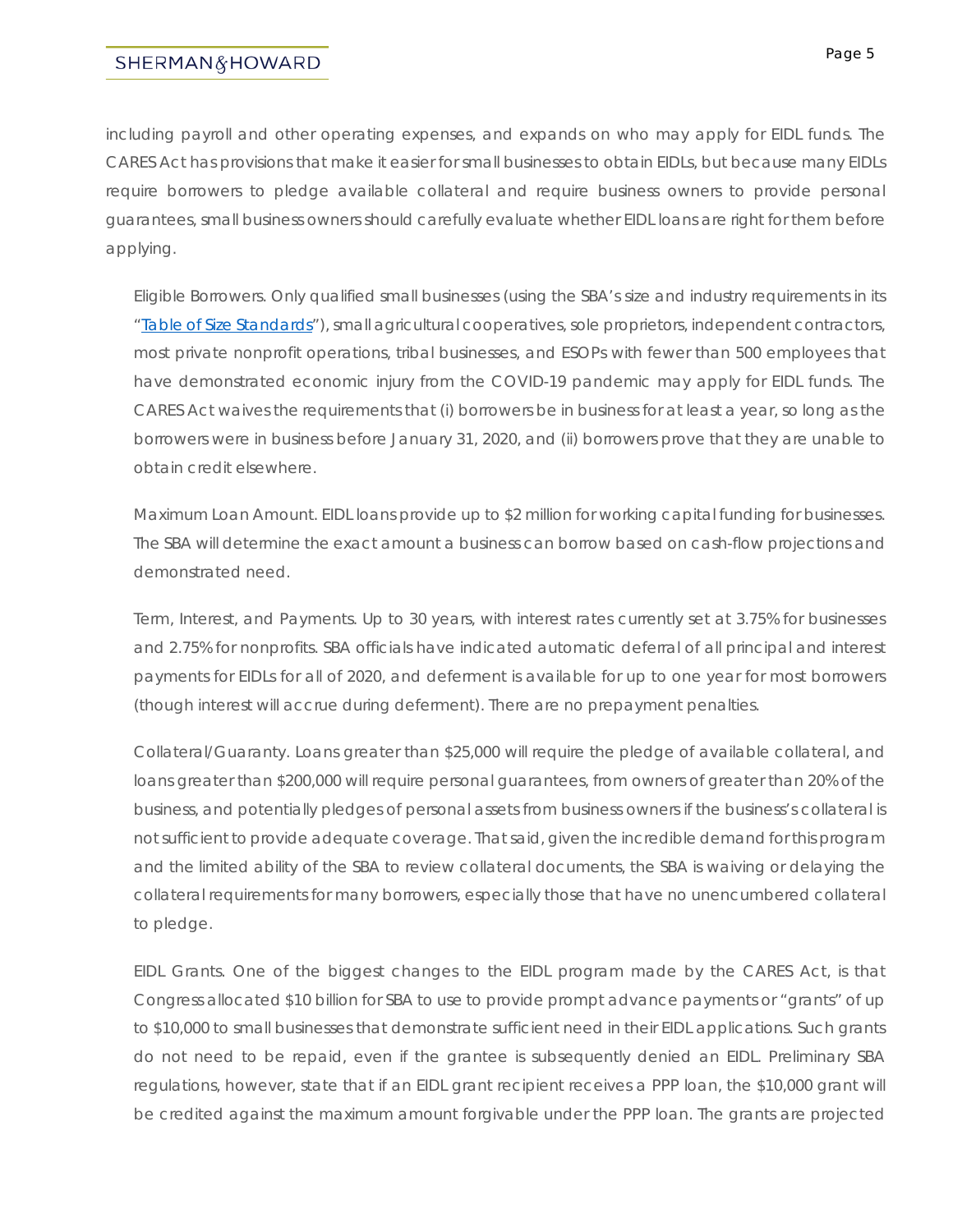including payroll and other operating expenses, and expands on who may apply for EIDL funds. The CARES Act has provisions that make it easier for small businesses to obtain EIDLs, but because many EIDLs require borrowers to pledge available collateral and require business owners to provide personal guarantees, small business owners should carefully evaluate whether EIDL loans are right for them before applying.

Eligible Borrowers. Only qualified small businesses (using the SBA's size and industry requirements in its "[Table of Size Standards]"), small agricultural cooperatives, sole proprietors, independent contractors, most private nonprofit operations, tribal businesses, and ESOPs with fewer than 500 employees that have demonstrated economic injury from the COVID-19 pandemic may apply for EIDL funds. The CARES Act waives the requirements that (i) borrowers be in business for at least a year, so long as the borrowers were in business before January 31, 2020, and (ii) borrowers prove that they are unable to obtain credit elsewhere.

Maximum Loan Amount. EIDL loans provide up to $2 million for working capital funding for businesses. The SBA will determine the exact amount a business can borrow based on cash-flow projections and demonstrated need.

Term, Interest, and Payments. Up to 30 years, with interest rates currently set at 3.75% for businesses and 2.75% for nonprofits. SBA officials have indicated automatic deferral of all principal and interest payments for EIDLs for all of 2020, and deferment is available for up to one year for most borrowers (though interest will accrue during deferment). There are no prepayment penalties.

Collateral/Guaranty. Loans greater than $25,000 will require the pledge of available collateral, and loans greater than $200,000 will require personal guarantees, from owners of greater than 20% of the business, and potentially pledges of personal assets from business owners if the business's collateral is not sufficient to provide adequate coverage. That said, given the incredible demand for this program and the limited ability of the SBA to review collateral documents, the SBA is waiving or delaying the collateral requirements for many borrowers, especially those that have no unencumbered collateral to pledge.

EIDL Grants. One of the biggest changes to the EIDL program made by the CARES Act, is that Congress allocated $10 billion for SBA to use to provide prompt advance payments or "grants" of up to $10,000 to small businesses that demonstrate sufficient need in their EIDL applications. Such grants do not need to be repaid, even if the grantee is subsequently denied an EIDL. Preliminary SBA regulations, however, state that if an EIDL grant recipient receives a PPP loan, the $10,000 grant will be credited against the maximum amount forgivable under the PPP loan. The grants are projected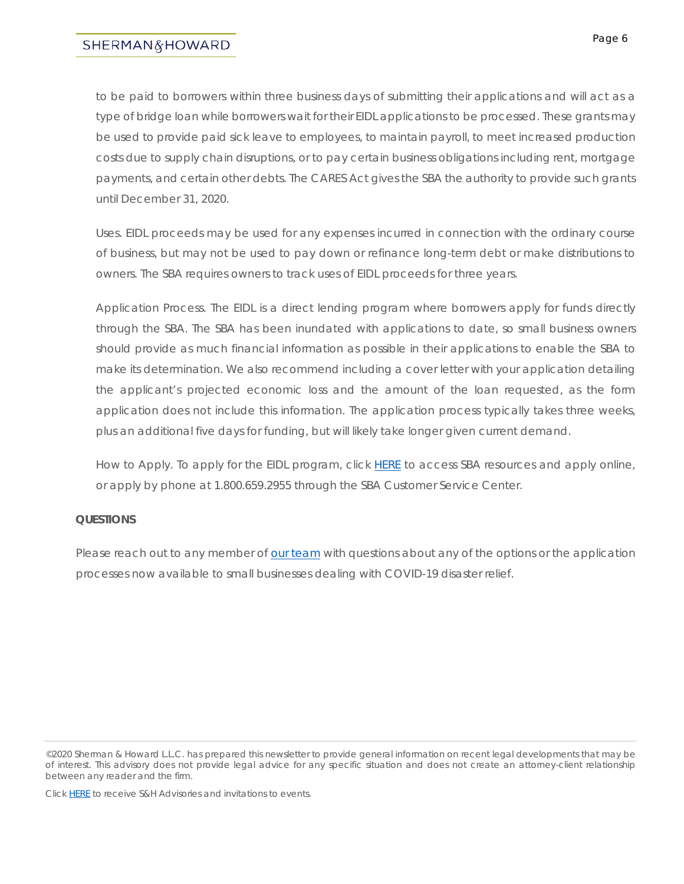to be paid to borrowers within three business days of submitting their applications and will act as a type of bridge loan while borrowers wait for their EIDL applications to be processed. These grants may be used to provide paid sick leave to employees, to maintain payroll, to meet increased production costs due to supply chain disruptions, or to pay certain business obligations including rent, mortgage payments, and certain other debts. The CARES Act gives the SBA the authority to provide such grants until December 31, 2020.

*Uses*. EIDL proceeds may be used for any expenses incurred in connection with the ordinary course of business, but may not be used to pay down or refinance long-term debt or make distributions to owners. The SBA requires owners to track uses of EIDL proceeds for three years.

*Application Process*. The EIDL is a direct lending program where borrowers apply for funds directly through the SBA. The SBA has been inundated with applications to date, so small business owners should provide as much financial information as possible in their applications to enable the SBA to make its determination. We also recommend including a cover letter with your application detailing the applicant's projected economic loss and the amount of the loan requested, as the form application does not include this information. The application process typically takes three weeks, plus an additional five days for funding, but will likely take longer given current demand.

*How to Apply*. To apply for the EIDL program, click HERE to access SBA resources and apply online, or apply by phone at 1.800.659.2955 through the SBA Customer Service Center.

**QUESTIONS**

Please reach out to any member of our team with questions about any of the options or the application processes now available to small businesses dealing with COVID-19 disaster relief.

*©2020 Sherman & Howard L.L.C. has prepared this newsletter to provide general information on recent legal developments that may be of interest. This advisory does not provide legal advice for any specific situation and does not create an attorney-client relationship between any reader and the firm.*

*Click HERE to receive S&H Advisories and invitations to events.*